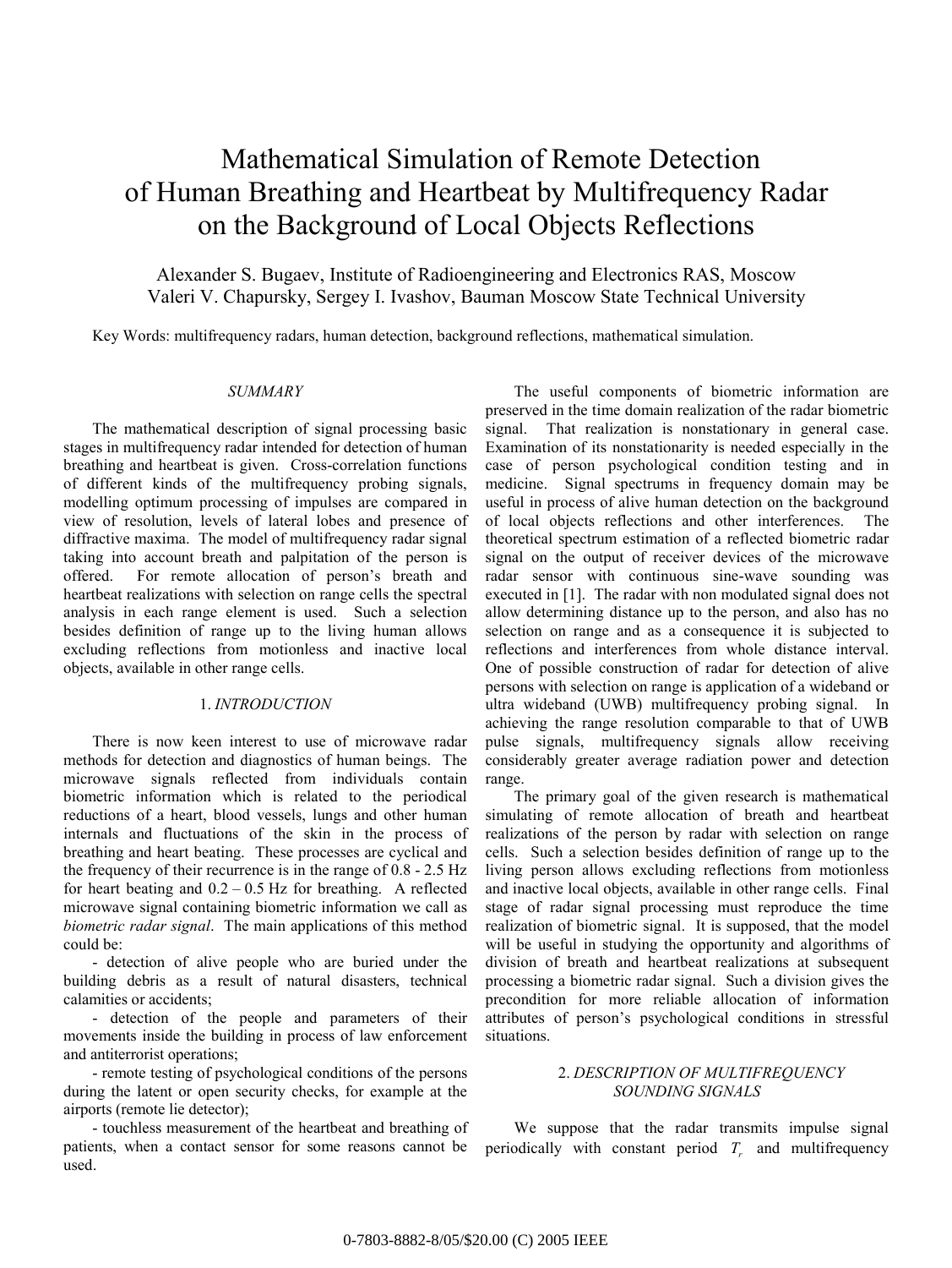# Mathematical Simulation of Remote Detection of Human Breathing and Heartbeat by Multifrequency Radar on the Background of Local Objects Reflections

Alexander S. Bugaev, Institute of Radioengineering and Electronics RAS, Moscow
Valeri V. Chapursky, Sergey I. Ivashov, Bauman Moscow State Technical University

Key Words: multifrequency radars, human detection, background reflections, mathematical simulation.

### *SUMMARY*

The mathematical description of signal processing basic stages in multifrequency radar intended for detection of human breathing and heartbeat is given. Cross-correlation functions of different kinds of the multifrequency probing signals, modelling optimum processing of impulses are compared in view of resolution, levels of lateral lobes and presence of diffractive maxima. The model of multifrequency radar signal taking into account breath and palpitation of the person is offered. For remote allocation of person's breath and heartbeat realizations with selection on range cells the spectral analysis in each range element is used. Such a selection besides definition of range up to the living human allows excluding reflections from motionless and inactive local objects, available in other range cells.

## 1. *INTRODUCTION*

There is now keen interest to use of microwave radar methods for detection and diagnostics of human beings. The microwave signals reflected from individuals contain biometric information which is related to the periodical reductions of a heart, blood vessels, lungs and other human internals and fluctuations of the skin in the process of breathing and heart beating. These processes are cyclical and the frequency of their recurrence is in the range of 0.8 - 2.5 Hz for heart beating and 0.2 – 0.5 Hz for breathing. A reflected microwave signal containing biometric information we call as *biometric radar signal*. The main applications of this method could be:

- detection of alive people who are buried under the building debris as a result of natural disasters, technical calamities or accidents;
- detection of the people and parameters of their movements inside the building in process of law enforcement and antiterrorist operations;
- remote testing of psychological conditions of the persons during the latent or open security checks, for example at the airports (remote lie detector);
- touchless measurement of the heartbeat and breathing of patients, when a contact sensor for some reasons cannot be used.

The useful components of biometric information are preserved in the time domain realization of the radar biometric signal. That realization is nonstationary in general case. Examination of its nonstationarity is needed especially in the case of person psychological condition testing and in medicine. Signal spectrums in frequency domain may be useful in process of alive human detection on the background of local objects reflections and other interferences. The theoretical spectrum estimation of a reflected biometric radar signal on the output of receiver devices of the microwave radar sensor with continuous sine-wave sounding was executed in [1]. The radar with non modulated signal does not allow determining distance up to the person, and also has no selection on range and as a consequence it is subjected to reflections and interferences from whole distance interval. One of possible construction of radar for detection of alive persons with selection on range is application of a wideband or ultra wideband (UWB) multifrequency probing signal. In achieving the range resolution comparable to that of UWB pulse signals, multifrequency signals allow receiving considerably greater average radiation power and detection range.

The primary goal of the given research is mathematical simulating of remote allocation of breath and heartbeat realizations of the person by radar with selection on range cells. Such a selection besides definition of range up to the living person allows excluding reflections from motionless and inactive local objects, available in other range cells. Final stage of radar signal processing must reproduce the time realization of biometric signal. It is supposed, that the model will be useful in studying the opportunity and algorithms of division of breath and heartbeat realizations at subsequent processing a biometric radar signal. Such a division gives the precondition for more reliable allocation of information attributes of person's psychological conditions in stressful situations.

## 2. *DESCRIPTION OF MULTIFREQUENCY SOUNDING SIGNALS*

We suppose that the radar transmits impulse signal periodically with constant period $T_r$ and multifrequency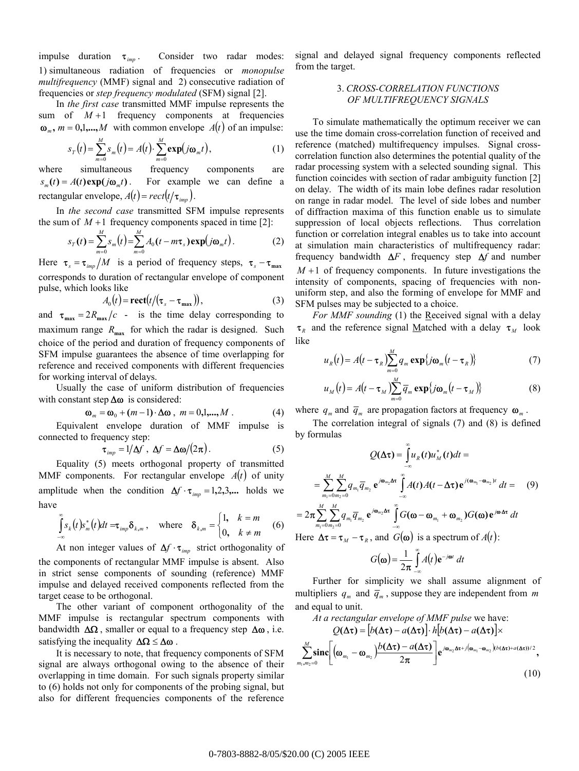impulse duration $\tau_{imp}$. Consider two radar modes: 1) simultaneous radiation of frequencies or *monopulse multifrequency* (MMF) signal and 2) consecutive radiation of frequencies or *step frequency modulated* (SFM) signal [2].

In *the first case* transmitted MMF impulse represents the sum of $M+1$ frequency components at frequencies $\omega_m$, $m = 0,1,...,M$ with common envelope $A(t)$ of an impulse:

$$s_T(t) = \sum_{m=0}^{M} s_m(t) = A(t) \cdot \sum_{m=0}^{M} \exp(j\omega_m t), \tag{1}$$

where simultaneous frequency components are $s_m(t) = A(t)\exp(j\omega_m t)$. For example we can define a rectangular envelope, $A(t) = rect(t/\tau_{imp})$.

In *the second case* transmitted SFM impulse represents the sum of $M+1$ frequency components spaced in time [2]:

$$s_T(t) = \sum_{m=0}^{M} s_m(t) = \sum_{m=0}^{M} A_0(t - m\tau_s)\exp(j\omega_m t). \tag{2}$$

Here $\tau_s = \tau_{imp}/M$ is a period of frequency steps, $\tau_s - \tau_{\max}$ corresponds to duration of rectangular envelope of component pulse, which looks like

$$A_0(t) = \mathbf{rect}(t/(\tau_s - \tau_{\max})), \tag{3}$$

and $\tau_{\max} = 2R_{\max}/c$ - is the time delay corresponding to maximum range $R_{\max}$ for which the radar is designed. Such choice of the period and duration of frequency components of SFM impulse guarantees the absence of time overlapping for reference and received components with different frequencies for working interval of delays.

Usually the case of uniform distribution of frequencies with constant step $\Delta\omega$ is considered:

$$\omega_m = \omega_0 + (m-1)\cdot\Delta\omega, \quad m = 0,1,...,M. \tag{4}$$

Equivalent envelope duration of MMF impulse is connected to frequency step:

$$\tau_{imp} = 1/\Delta f, \quad \Delta f = \Delta\omega/(2\pi). \tag{5}$$

Equality (5) meets orthogonal property of transmitted MMF components. For rectangular envelope $A(t)$ of unity amplitude when the condition $\Delta f \cdot \tau_{imp} = 1,2,3,...$ holds we have

$$\int_{-\infty}^{\infty} s_k(t)s_m^*(t)dt = \tau_{imp}\delta_{k,m}, \quad \text{where} \quad \delta_{k,m} = \begin{cases} 1, & k = m \\ 0, & k \neq m \end{cases} \tag{6}$$

At non integer values of $\Delta f \cdot \tau_{imp}$ strict orthogonality of the components of rectangular MMF impulse is absent. Also in strict sense components of sounding (reference) MMF impulse and delayed received components reflected from the target cease to be orthogonal.

The other variant of component orthogonality of the MMF impulse is rectangular spectrum components with bandwidth $\Delta\Omega$, smaller or equal to a frequency step $\Delta\omega$, i.e. satisfying the inequality $\Delta\Omega \leq \Delta\omega$.

It is necessary to note, that frequency components of SFM signal are always orthogonal owing to the absence of their overlapping in time domain. For such signals property similar to (6) holds not only for components of the probing signal, but also for different frequencies components of the reference signal and delayed signal frequency components reflected from the target.

### 3. *CROSS-CORRELATION FUNCTIONS OF MULTIFREQUENCY SIGNALS*

To simulate mathematically the optimum receiver we can use the time domain cross-correlation function of received and reference (matched) multifrequency impulses. Signal cross-correlation function also determines the potential quality of the radar processing system with a selected sounding signal. This function coincides with section of radar ambiguity function [2] on delay. The width of its main lobe defines radar resolution on range in radar model. The level of side lobes and number of diffraction maxima of this function enable us to simulate suppression of local objects reflections. Thus correlation function or correlation integral enables us to take into account at simulation main characteristics of multifrequency radar: frequency bandwidth $\Delta F$, frequency step $\Delta f$ and number $M+1$ of frequency components. In future investigations the intensity of components, spacing of frequencies with non-uniform step, and also the forming of envelope for MMF and SFM pulses may be subjected to a choice.

*For MMF sounding* (1) the Received signal with a delay $\tau_R$ and the reference signal Matched with a delay $\tau_M$ look like

$$u_R(t) = A(t-\tau_R)\sum_{m=0}^{M} q_m \exp\{j\omega_m(t-\tau_R)\} \tag{7}$$

$$u_M(t) = A(t-\tau_M)\sum_{m=0}^{M} \overline{q}_m \exp\{j\omega_m(t-\tau_M)\} \tag{8}$$

where $q_m$ and $\overline{q}_m$ are propagation factors at frequency $\omega_m$.

The correlation integral of signals (7) and (8) is defined by formulas

$$\begin{aligned} Q(\Delta\tau) &= \int_{-\infty}^{\infty} u_R(t)u_M^*(t)dt = \\ &= \sum_{m_1=0}^{M}\sum_{m_2=0}^{M} q_{m_1}\overline{q}_{m_2}\, \mathbf{e}^{j\omega_{m_2}\Delta\tau}\int_{-\infty}^{\infty} A(t)A(t-\Delta\tau)\mathbf{e}^{j(\omega_{m_1}-\omega_{m_2})t}\, dt = \\ &= 2\pi\sum_{m_1=0}^{M}\sum_{m_2=0}^{M} q_{m_1}\overline{q}_{m_2}\, \mathbf{e}^{j\omega_{m_2}\Delta\tau}\int_{-\infty}^{\infty} G(\omega-\omega_{m_1}+\omega_{m_2})G(\omega)\mathbf{e}^{j\omega\Delta\tau}\, dt \end{aligned} \tag{9}$$

Here $\Delta\tau = \tau_M - \tau_R$, and $G(\omega)$ is a spectrum of $A(t)$:

$$G(\omega) = \frac{1}{2\pi}\int_{-\infty}^{\infty} A(t)\mathbf{e}^{-j\omega t}\, dt$$

Further for simplicity we shall assume alignment of multipliers $q_m$ and $\overline{q}_m$, suppose they are independent from $m$ and equal to unit.

*At a rectangular envelope of MMF pulse* we have:

$$Q(\Delta\tau) = [b(\Delta\tau) - a(\Delta\tau)]\cdot h[b(\Delta\tau) - a(\Delta\tau)]\times \sum_{m_1,m_2=0}^{M} \mathbf{sinc}\left[(\omega_{m_1}-\omega_{m_2})\frac{b(\Delta\tau)-a(\Delta\tau)}{2\pi}\right]\mathbf{e}^{j\omega_{m_2}\Delta\tau + j(\omega_{m_1}-\omega_{m_2})(b(\Delta\tau)+a(\Delta\tau))/2}, \tag{10}$$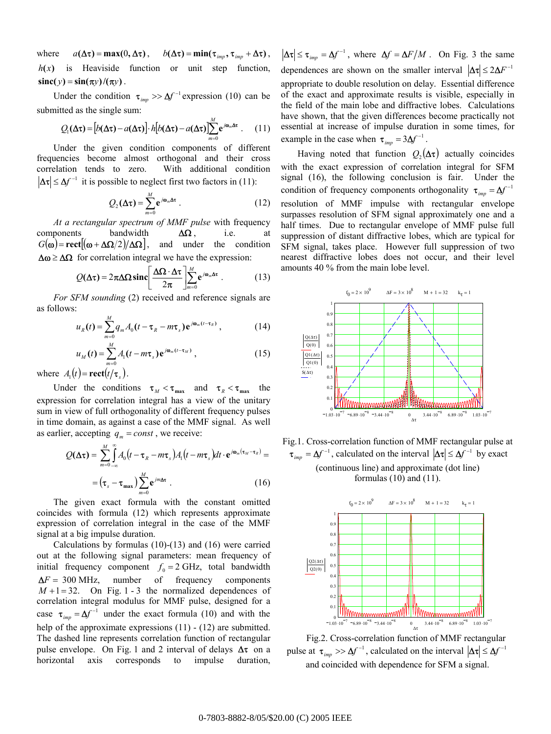where $a(\Delta\tau) = \max(0, \Delta\tau)$, $b(\Delta\tau) = \min(\tau_{imp}, \tau_{imp} + \Delta\tau)$, $h(x)$ is Heaviside function or unit step function, $\mathrm{sinc}(y) = \sin(\pi y)/(\pi y)$.

Under the condition $\tau_{imp} >> \Delta f^{-1}$ expression (10) can be submitted as the single sum:

$$Q_1(\Delta\tau) = [b(\Delta\tau) - a(\Delta\tau)] \cdot h[b(\Delta\tau) - a(\Delta\tau)] \sum_{m=0}^{M} e^{j\omega_m \Delta\tau} . \quad (11)$$

Under the given condition components of different frequencies become almost orthogonal and their cross correlation tends to zero. With additional condition $|\Delta\tau| \leq \Delta f^{-1}$ it is possible to neglect first two factors in (11):

$$Q_2(\Delta\tau) = \sum_{m=0}^{M} e^{j\omega_m \Delta\tau} . \quad (12)$$

*At a rectangular spectrum of MMF pulse* with frequency components bandwidth $\Delta\Omega$, i.e. at $G(\omega) = \mathrm{rect}[(\omega + \Delta\Omega/2)/\Delta\Omega]$, and under the condition $\Delta\omega \geq \Delta\Omega$ for correlation integral we have the expression:

$$Q(\Delta\tau) = 2\pi\Delta\Omega \,\mathrm{sinc}\left[\frac{\Delta\Omega \cdot \Delta\tau}{2\pi}\right] \sum_{m=0}^{M} e^{j\omega_m \Delta\tau} . \quad (13)$$

*For SFM sounding* (2) received and reference signals are as follows:

$$u_R(t) = \sum_{m=0}^{M} q_m A_0(t - \tau_R - m\tau_s) e^{j\omega_m (t-\tau_R)} , \quad (14)$$

$$u_M(t) = \sum_{m=0}^{M} A_1(t - m\tau_s) e^{j\omega_m (t-\tau_M)} , \quad (15)$$

where $A_1(t) = \mathrm{rect}(t/\tau_s)$.

Under the conditions $\tau_M < \tau_{\max}$ and $\tau_R < \tau_{\max}$ the expression for correlation integral has a view of the unitary sum in view of full orthogonality of different frequency pulses in time domain, as against a case of the MMF signal. As well as earlier, accepting $q_m = const$, we receive:

$$Q(\Delta\tau) = \sum_{m=0}^{M} \int_{-\infty}^{\infty} A_0(t - \tau_R - m\tau_s) A_1(t - m\tau_s) dt \cdot e^{j\omega_m(\tau_M - \tau_R)} =$$

$$= (\tau_s - \tau_{\max}) \sum_{m=0}^{M} e^{jm\Delta\tau} . \quad (16)$$

The given exact formula with the constant omitted coincides with formula (12) which represents approximate expression of correlation integral in the case of the MMF signal at a big impulse duration.

Calculations by formulas (10)-(13) and (16) were carried out at the following signal parameters: mean frequency of initial frequency component $f_0 = 2$ GHz, total bandwidth $\Delta F = 300$ MHz, number of frequency components $M+1 = 32$. On Fig. 1 - 3 the normalized dependences of correlation integral modulus for MMF pulse, designed for a case $\tau_{imp} = \Delta f^{-1}$ under the exact formula (10) and with the help of the approximate expressions (11) - (12) are submitted. The dashed line represents correlation function of rectangular pulse envelope. On Fig. 1 and 2 interval of delays $\Delta\tau$ on a horizontal axis corresponds to impulse duration, $|\Delta\tau| \leq \tau_{imp} = \Delta f^{-1}$, where $\Delta f = \Delta F/M$. On Fig. 3 the same dependences are shown on the smaller interval $|\Delta\tau| \leq 2\Delta F^{-1}$ appropriate to double resolution on delay. Essential difference of the exact and approximate results is visible, especially in the field of the main lobe and diffractive lobes. Calculations have shown, that the given differences become practically not essential at increase of impulse duration in some times, for example in the case when $\tau_{imp} = 3\Delta f^{-1}$.

Having noted that function $Q_2(\Delta\tau)$ actually coincides with the exact expression of correlation integral for SFM signal (16), the following conclusion is fair. Under the condition of frequency components orthogonality $\tau_{imp} = \Delta f^{-1}$ resolution of MMF impulse with rectangular envelope surpasses resolution of SFM signal approximately one and a half times. Due to rectangular envelope of MMF pulse full suppression of distant diffractive lobes, which are typical for SFM signal, takes place. However full suppression of two nearest diffractive lobes does not occur, and their level amounts 40 % from the main lobe level.

Fig.1. Cross-correlation function of MMF rectangular pulse at $\tau_{imp} = \Delta f^{-1}$, calculated on the interval $|\Delta\tau| \leq \Delta f^{-1}$ by exact (continuous line) and approximate (dot line) formulas (10) and (11).

Fig.2. Cross-correlation function of MMF rectangular pulse at $\tau_{imp} >> \Delta f^{-1}$, calculated on the interval $|\Delta\tau| \leq \Delta f^{-1}$ and coincided with dependence for SFM a signal.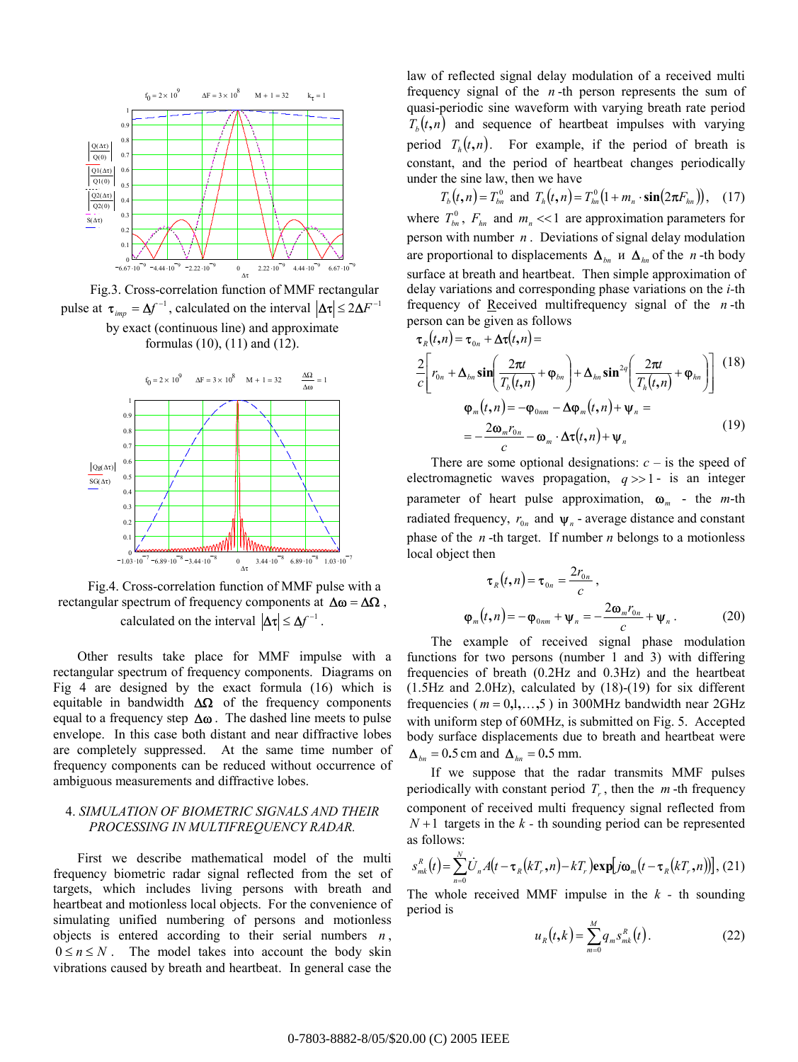Fig.3. Cross-correlation function of MMF rectangular pulse at $\tau_{imp} = \Delta f^{-1}$, calculated on the interval $|\Delta\tau| \le 2\Delta F^{-1}$ by exact (continuous line) and approximate formulas (10), (11) and (12).

Fig.4. Cross-correlation function of MMF pulse with a rectangular spectrum of frequency components at $\Delta\omega = \Delta\Omega$, calculated on the interval $|\Delta\tau| \le \Delta f^{-1}$.

Other results take place for MMF impulse with a rectangular spectrum of frequency components. Diagrams on Fig 4 are designed by the exact formula (16) which is equitable in bandwidth $\Delta\Omega$ of the frequency components equal to a frequency step $\Delta\omega$. The dashed line meets to pulse envelope. In this case both distant and near diffractive lobes are completely suppressed. At the same time number of frequency components can be reduced without occurrence of ambiguous measurements and diffractive lobes.

## 4. *SIMULATION OF BIOMETRIC SIGNALS AND THEIR PROCESSING IN MULTIFREQUENCY RADAR.*

First we describe mathematical model of the multi frequency biometric radar signal reflected from the set of targets, which includes living persons with breath and heartbeat and motionless local objects. For the convenience of simulating unified numbering of persons and motionless objects is entered according to their serial numbers $n$, $0 \le n \le N$. The model takes into account the body skin vibrations caused by breath and heartbeat. In general case the law of reflected signal delay modulation of a received multi frequency signal of the $n$-th person represents the sum of quasi-periodic sine waveform with varying breath rate period $T_b(t,n)$ and sequence of heartbeat impulses with varying period $T_h(t,n)$. For example, if the period of breath is constant, and the period of heartbeat changes periodically under the sine law, then we have

$$T_b(t,n) = T_{bn}^0 \text{ and } T_h(t,n) = T_{hn}^0\left(1 + m_n \cdot \mathbf{sin}(2\pi F_{hn})\right), \quad (17)$$

where $T_{bn}^0$, $F_{hn}$ and $m_n \ll 1$ are approximation parameters for person with number $n$. Deviations of signal delay modulation are proportional to displacements $\Delta_{bn}$ и $\Delta_{hn}$ of the $n$-th body surface at breath and heartbeat. Then simple approximation of delay variations and corresponding phase variations on the $i$-th frequency of Received multifrequency signal of the $n$-th person can be given as follows

$$\tau_R(t,n) = \tau_{0n} + \Delta\tau(t,n) = \frac{2}{c}\left[r_{0n} + \Delta_{bn}\,\mathbf{sin}\left(\frac{2\pi t}{T_b(t,n)} + \varphi_{bn}\right) + \Delta_{hn}\,\mathbf{sin}^{2q}\left(\frac{2\pi t}{T_h(t,n)} + \varphi_{hn}\right)\right] \quad (18)$$

$$\varphi_m(t,n) = -\varphi_{0nm} - \Delta\varphi_m(t,n) + \psi_n = -\frac{2\omega_m r_{0n}}{c} - \omega_m \cdot \Delta\tau(t,n) + \psi_n \quad (19)$$

There are some optional designations: $c$ – is the speed of electromagnetic waves propagation, $q \gg 1$ - is an integer parameter of heart pulse approximation, $\omega_m$ - the $m$-th radiated frequency, $r_{0n}$ and $\psi_n$ - average distance and constant phase of the $n$-th target. If number $n$ belongs to a motionless local object then

$$\tau_R(t,n) = \tau_{0n} = \frac{2r_{0n}}{c},$$

$$\varphi_m(t,n) = -\varphi_{0nm} + \psi_n = -\frac{2\omega_m r_{0n}}{c} + \psi_n. \quad (20)$$

The example of received signal phase modulation functions for two persons (number 1 and 3) with differing frequencies of breath (0.2Hz and 0.3Hz) and the heartbeat (1.5Hz and 2.0Hz), calculated by (18)-(19) for six different frequencies ($m = 0,1,\ldots,5$) in 300MHz bandwidth near 2GHz with uniform step of 60MHz, is submitted on Fig. 5. Accepted body surface displacements due to breath and heartbeat were $\Delta_{bn} = 0.5$ cm and $\Delta_{hn} = 0.5$ mm.

If we suppose that the radar transmits MMF pulses periodically with constant period $T_r$, then the $m$-th frequency component of received multi frequency signal reflected from $N+1$ targets in the $k$ - th sounding period can be represented as follows:

$$s_{mk}^R(t) = \sum_{n=0}^{N} \dot{U}_n A\left(t - \tau_R(kT_r,n) - kT_r\right)\mathbf{exp}\left[j\omega_m\left(t - \tau_R(kT_r,n)\right)\right], \quad (21)$$

The whole received MMF impulse in the $k$ - th sounding period is

$$u_R(t,k) = \sum_{m=0}^{M} q_m s_{mk}^R(t). \quad (22)$$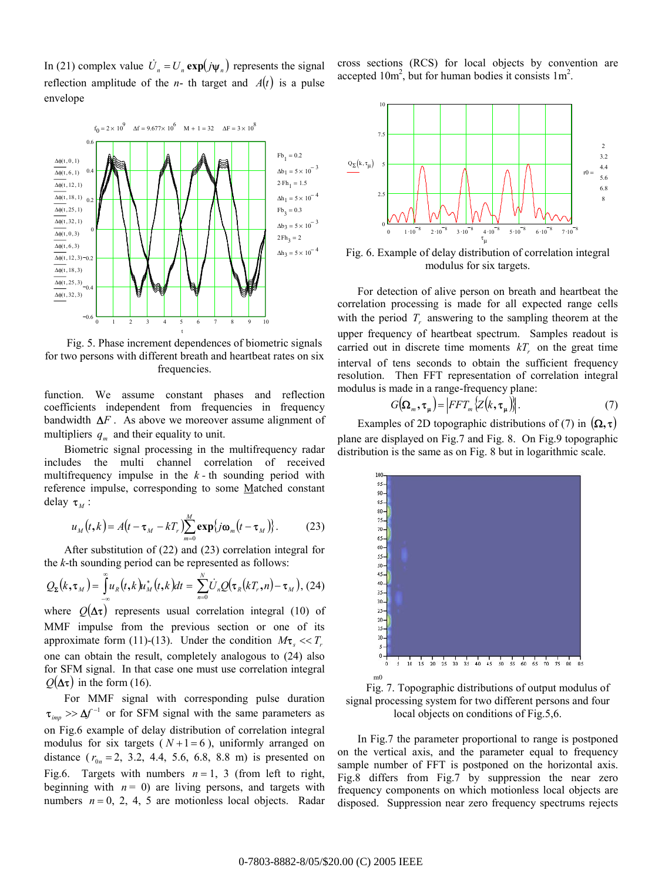In (21) complex value $\dot{U}_n = U_n \exp(j\psi_n)$ represents the signal reflection amplitude of the $n$- th target and $A(t)$ is a pulse envelope function. We assume constant phases and reflection coefficients independent from frequencies in frequency bandwidth $\Delta F$. As above we moreover assume alignment of multipliers $q_m$ and their equality to unit.

Fig. 5. Phase increment dependences of biometric signals for two persons with different breath and heartbeat rates on six frequencies.

Biometric signal processing in the multifrequency radar includes the multi channel correlation of received multifrequency impulse in the $k$ - th sounding period with reference impulse, corresponding to some Matched constant delay $\tau_M$ :

$$u_M(t,k) = A(t - \tau_M - kT_r)\sum_{m=0}^{M} \exp\{j\omega_m(t - \tau_M)\}. \qquad (23)$$

After substitution of (22) and (23) correlation integral for the $k$-th sounding period can be represented as follows:

$$Q_\Sigma(k,\tau_M) = \int_{-\infty}^{\infty} u_R(t,k)u_M^*(t,k)dt = \sum_{n=0}^{N} \dot{U}_n Q(\tau_R(kT_r,n) - \tau_M), \; (24)$$

where $Q(\Delta\tau)$ represents usual correlation integral (10) of MMF impulse from the previous section or one of its approximate form (11)-(13). Under the condition $M\tau_s << T_r$ one can obtain the result, completely analogous to (24) also for SFM signal. In that case one must use correlation integral $Q(\Delta\tau)$ in the form (16).

For MMF signal with corresponding pulse duration $\tau_{imp} >> \Delta f^{-1}$ or for SFM signal with the same parameters as on Fig.6 example of delay distribution of correlation integral modulus for six targets ( $N+1=6$ ), uniformly arranged on distance ( $r_{0n} = 2$, 3.2, 4.4, 5.6, 6.8, 8.8 m) is presented on Fig.6. Targets with numbers $n=1$, 3 (from left to right, beginning with $n=0$) are living persons, and targets with numbers $n=0$, 2, 4, 5 are motionless local objects. Radar cross sections (RCS) for local objects by convention are accepted 10m$^2$, but for human bodies it consists 1m$^2$.

Fig. 6. Example of delay distribution of correlation integral modulus for six targets.

For detection of alive person on breath and heartbeat the correlation processing is made for all expected range cells with the period $T_r$ answering to the sampling theorem at the upper frequency of heartbeat spectrum. Samples readout is carried out in discrete time moments $kT_r$ on the great time interval of tens seconds to obtain the sufficient frequency resolution. Then FFT representation of correlation integral modulus is made in a range-frequency plane:

$$G(\Omega_m,\tau_\mu) = |FFT_m\{Z(k,\tau_\mu)\}|. \qquad (7)$$

Examples of 2D topographic distributions of (7) in $(\Omega,\tau)$ plane are displayed on Fig.7 and Fig. 8. On Fig.9 topographic distribution is the same as on Fig. 8 but in logarithmic scale.

Fig. 7. Topographic distributions of output modulus of signal processing system for two different persons and four local objects on conditions of Fig.5,6.

In Fig.7 the parameter proportional to range is postponed on the vertical axis, and the parameter equal to frequency sample number of FFT is postponed on the horizontal axis. Fig.8 differs from Fig.7 by suppression the near zero frequency components on which motionless local objects are disposed. Suppression near zero frequency spectrums rejects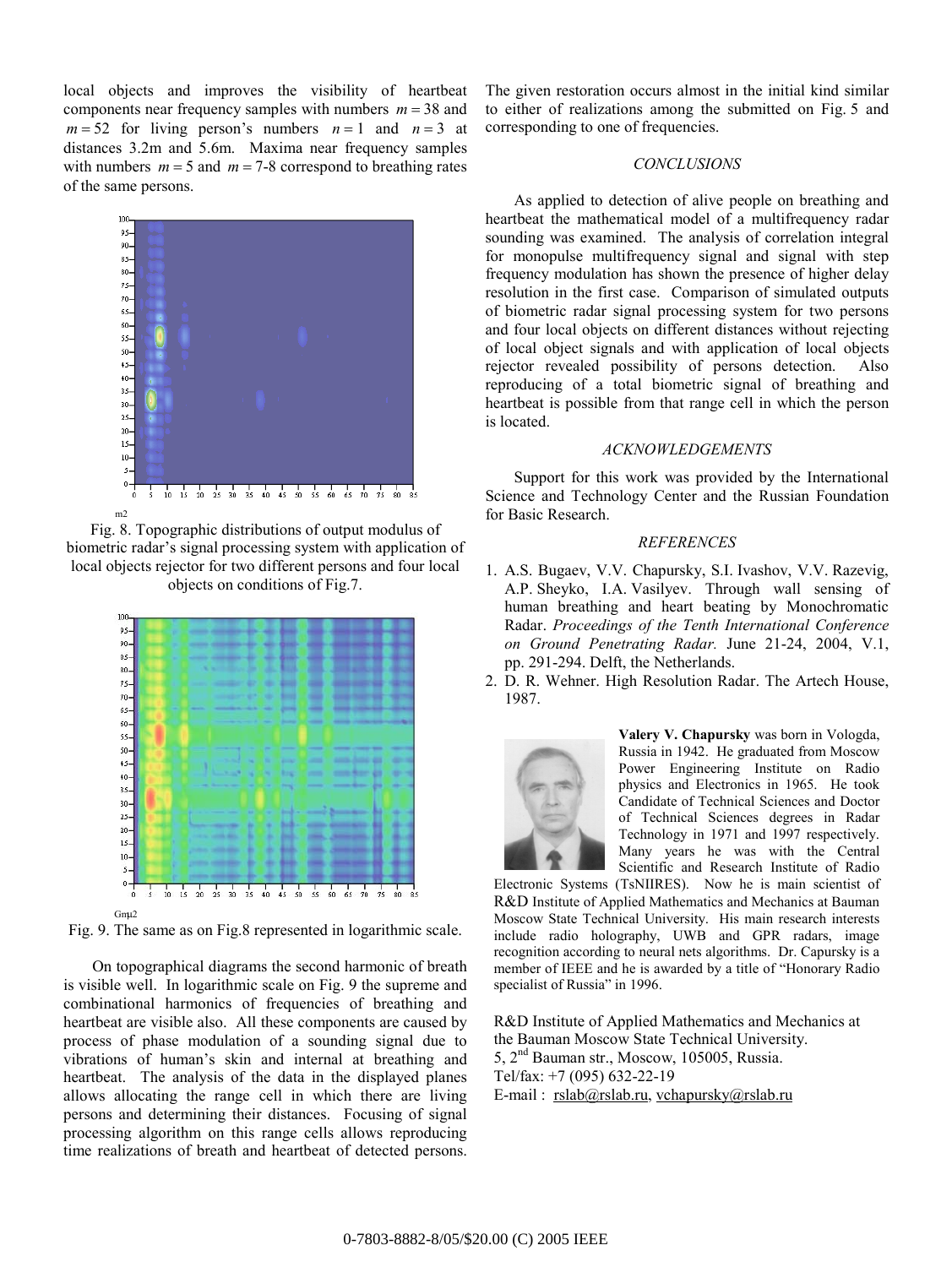local objects and improves the visibility of heartbeat components near frequency samples with numbers $m = 38$ and $m = 52$ for living person's numbers $n = 1$ and $n = 3$ at distances 3.2m and 5.6m. Maxima near frequency samples with numbers $m = 5$ and $m = 7$-8 correspond to breathing rates of the same persons.

100
95
90
85
80
75
70
65
60
55
50
45
40
35
30
25
20
15
10
5
0
0 5 10 15 20 25 30 35 40 45 50 55 60 65 70 75 80 85
m2

Fig. 8. Topographic distributions of output modulus of biometric radar's signal processing system with application of local objects rejector for two different persons and four local objects on conditions of Fig.7.

100
95
90
85
80
75
70
65
60
55
50
45
40
35
30
25
20
15
10
5
0
0 5 10 15 20 25 30 35 40 45 50 55 60 65 70 75 80 85
Gm2

Fig. 9. The same as on Fig.8 represented in logarithmic scale.

On topographical diagrams the second harmonic of breath is visible well. In logarithmic scale on Fig. 9 the supreme and combinational harmonics of frequencies of breathing and heartbeat are visible also. All these components are caused by process of phase modulation of a sounding signal due to vibrations of human's skin and internal at breathing and heartbeat. The analysis of the data in the displayed planes allows allocating the range cell in which there are living persons and determining their distances. Focusing of signal processing algorithm on this range cells allows reproducing time realizations of breath and heartbeat of detected persons. The given restoration occurs almost in the initial kind similar to either of realizations among the submitted on Fig. 5 and corresponding to one of frequencies.

## *CONCLUSIONS*

As applied to detection of alive people on breathing and heartbeat the mathematical model of a multifrequency radar sounding was examined. The analysis of correlation integral for monopulse multifrequency signal and signal with step frequency modulation has shown the presence of higher delay resolution in the first case. Comparison of simulated outputs of biometric radar signal processing system for two persons and four local objects on different distances without rejecting of local object signals and with application of local objects rejector revealed possibility of persons detection. Also reproducing of a total biometric signal of breathing and heartbeat is possible from that range cell in which the person is located.

## *ACKNOWLEDGEMENTS*

Support for this work was provided by the International Science and Technology Center and the Russian Foundation for Basic Research.

## *REFERENCES*

1. A.S. Bugaev, V.V. Chapursky, S.I. Ivashov, V.V. Razevig, A.P. Sheyko, I.A. Vasilyev. Through wall sensing of human breathing and heart beating by Monochromatic Radar. *Proceedings of the Tenth International Conference on Ground Penetrating Radar.* June 21-24, 2004, V.1, pp. 291-294. Delft, the Netherlands.
2. D. R. Wehner. High Resolution Radar. The Artech House, 1987.

**Valery V. Chapursky** was born in Vologda, Russia in 1942. He graduated from Moscow Power Engineering Institute on Radio physics and Electronics in 1965. He took Candidate of Technical Sciences and Doctor of Technical Sciences degrees in Radar Technology in 1971 and 1997 respectively. Many years he was with the Central Scientific and Research Institute of Radio Electronic Systems (TsNIIRES). Now he is main scientist of R&D Institute of Applied Mathematics and Mechanics at Bauman Moscow State Technical University. His main research interests include radio holography, UWB and GPR radars, image recognition according to neural nets algorithms. Dr. Capursky is a member of IEEE and he is awarded by a title of "Honorary Radio specialist of Russia" in 1996.

R&D Institute of Applied Mathematics and Mechanics at the Bauman Moscow State Technical University.
5, 2nd Bauman str., Moscow, 105005, Russia.
Tel/fax: +7 (095) 632-22-19
E-mail : rslab@rslab.ru, vchapursky@rslab.ru

0-7803-8882-8/05/$20.00 (C) 2005 IEEE